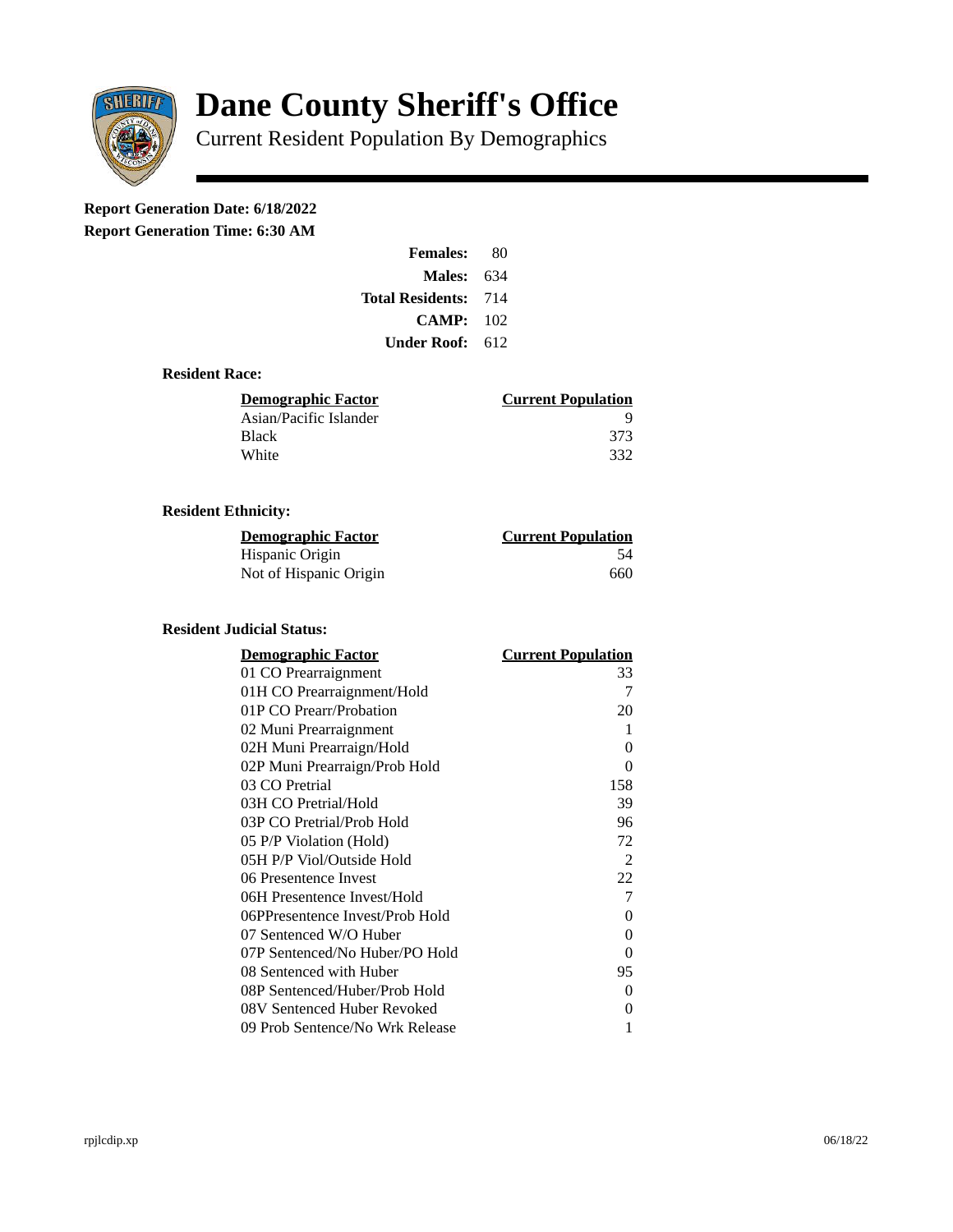# Dane County Sheriff's Office

Current Resident Population By Demographics

**Report Generation Date: 6/18/2022**
**Report Generation Time: 6:30 AM**

| | |
|---|---|
| **Females:** | 80 |
| **Males:** | 634 |
| **Total Residents:** | 714 |
| **CAMP:** | 102 |
| **Under Roof:** | 612 |

### Resident Race:

| Demographic Factor | Current Population |
|---|---|
| Asian/Pacific Islander | 9 |
| Black | 373 |
| White | 332 |

### Resident Ethnicity:

| Demographic Factor | Current Population |
|---|---|
| Hispanic Origin | 54 |
| Not of Hispanic Origin | 660 |

### Resident Judicial Status:

| Demographic Factor | Current Population |
|---|---|
| 01 CO Prearraignment | 33 |
| 01H CO Prearraignment/Hold | 7 |
| 01P CO Prearr/Probation | 20 |
| 02 Muni Prearraignment | 1 |
| 02H Muni Prearraign/Hold | 0 |
| 02P Muni Prearraign/Prob Hold | 0 |
| 03 CO Pretrial | 158 |
| 03H CO Pretrial/Hold | 39 |
| 03P CO Pretrial/Prob Hold | 96 |
| 05 P/P Violation (Hold) | 72 |
| 05H P/P Viol/Outside Hold | 2 |
| 06 Presentence Invest | 22 |
| 06H Presentence Invest/Hold | 7 |
| 06PPresentence Invest/Prob Hold | 0 |
| 07 Sentenced W/O Huber | 0 |
| 07P Sentenced/No Huber/PO Hold | 0 |
| 08 Sentenced with Huber | 95 |
| 08P Sentenced/Huber/Prob Hold | 0 |
| 08V Sentenced Huber Revoked | 0 |
| 09 Prob Sentence/No Wrk Release | 1 |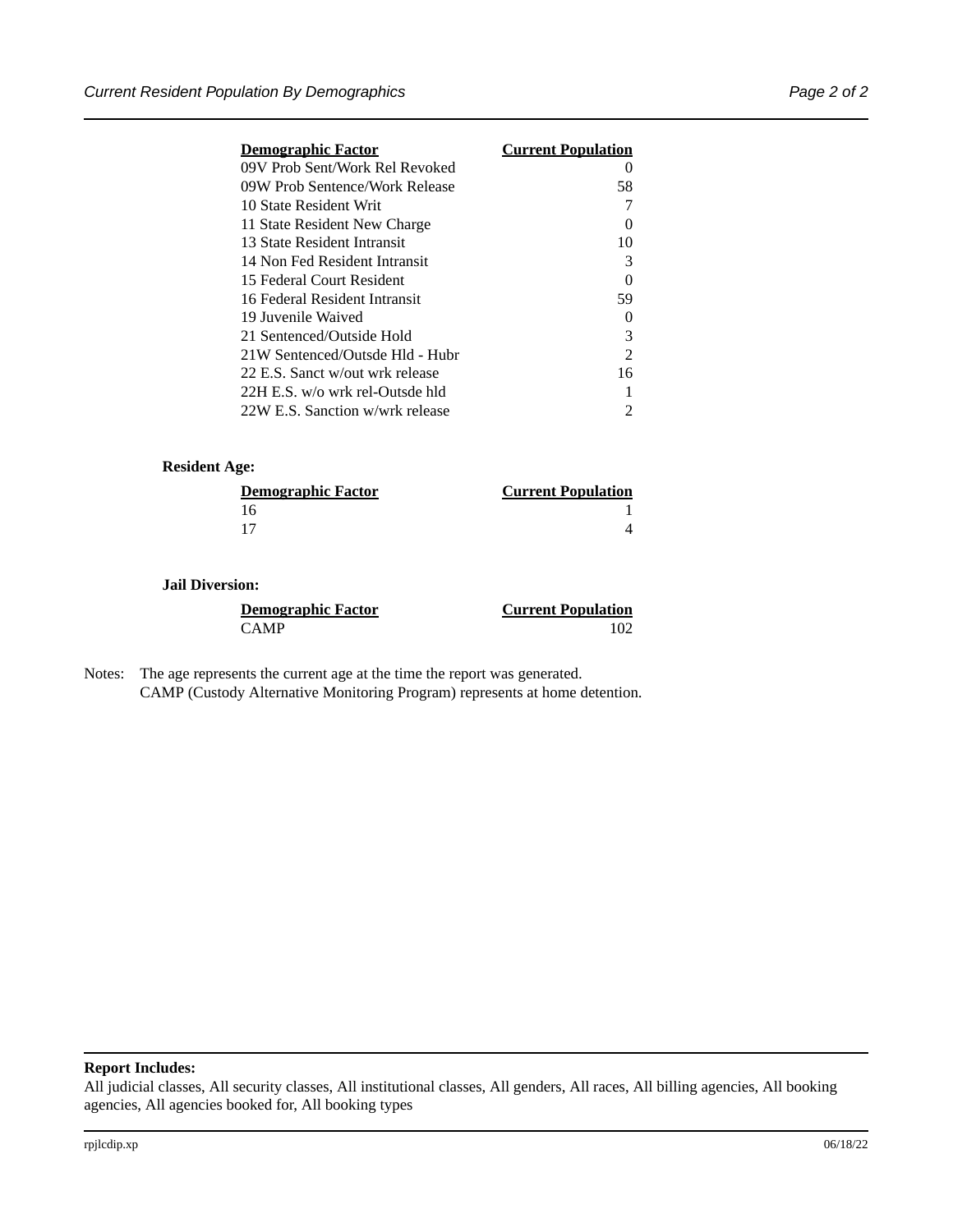| Demographic Factor | Current Population |
|---|---|
| 09V Prob Sent/Work Rel Revoked | 0 |
| 09W Prob Sentence/Work Release | 58 |
| 10 State Resident Writ | 7 |
| 11 State Resident New Charge | 0 |
| 13 State Resident Intransit | 10 |
| 14 Non Fed Resident Intransit | 3 |
| 15 Federal Court Resident | 0 |
| 16 Federal Resident Intransit | 59 |
| 19 Juvenile Waived | 0 |
| 21 Sentenced/Outside Hold | 3 |
| 21W Sentenced/Outsde Hld - Hubr | 2 |
| 22 E.S. Sanct w/out wrk release | 16 |
| 22H E.S. w/o wrk rel-Outsde hld | 1 |
| 22W E.S. Sanction w/wrk release | 2 |

**Resident Age:**

| Demographic Factor | Current Population |
|---|---|
| 16 | 1 |
| 17 | 4 |

**Jail Diversion:**

| Demographic Factor | Current Population |
|---|---|
| CAMP | 102 |

Notes: The age represents the current age at the time the report was generated.
CAMP (Custody Alternative Monitoring Program) represents at home detention.

**Report Includes:**

All judicial classes, All security classes, All institutional classes, All genders, All races, All billing agencies, All booking agencies, All agencies booked for, All booking types

rpjlcdip.xp 06/18/22